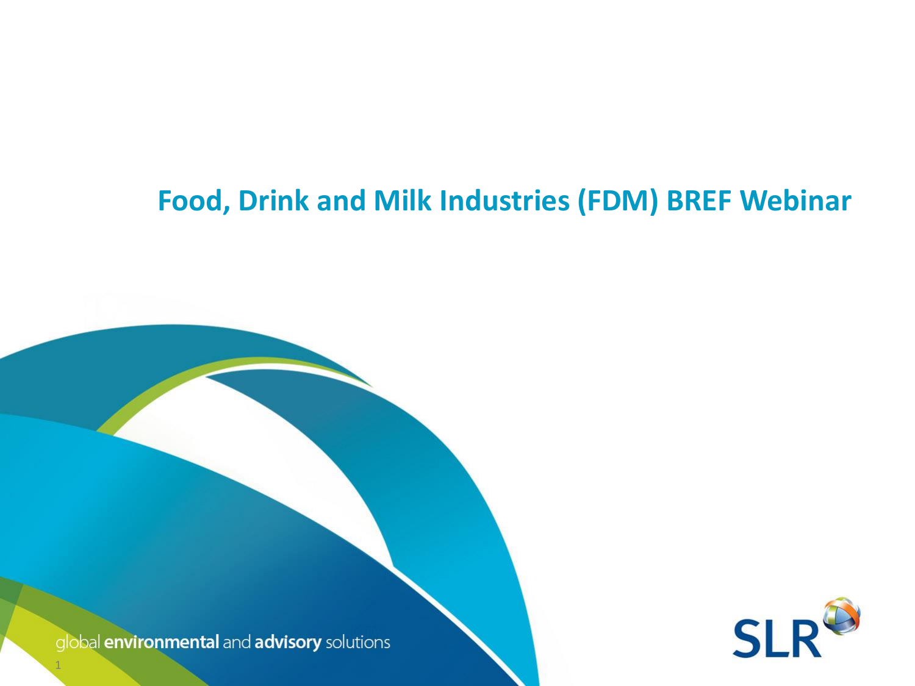# Food, Drink and Milk Industries (FDM) BREF Webinar

global **environmental** and **advisory** solutions

SLR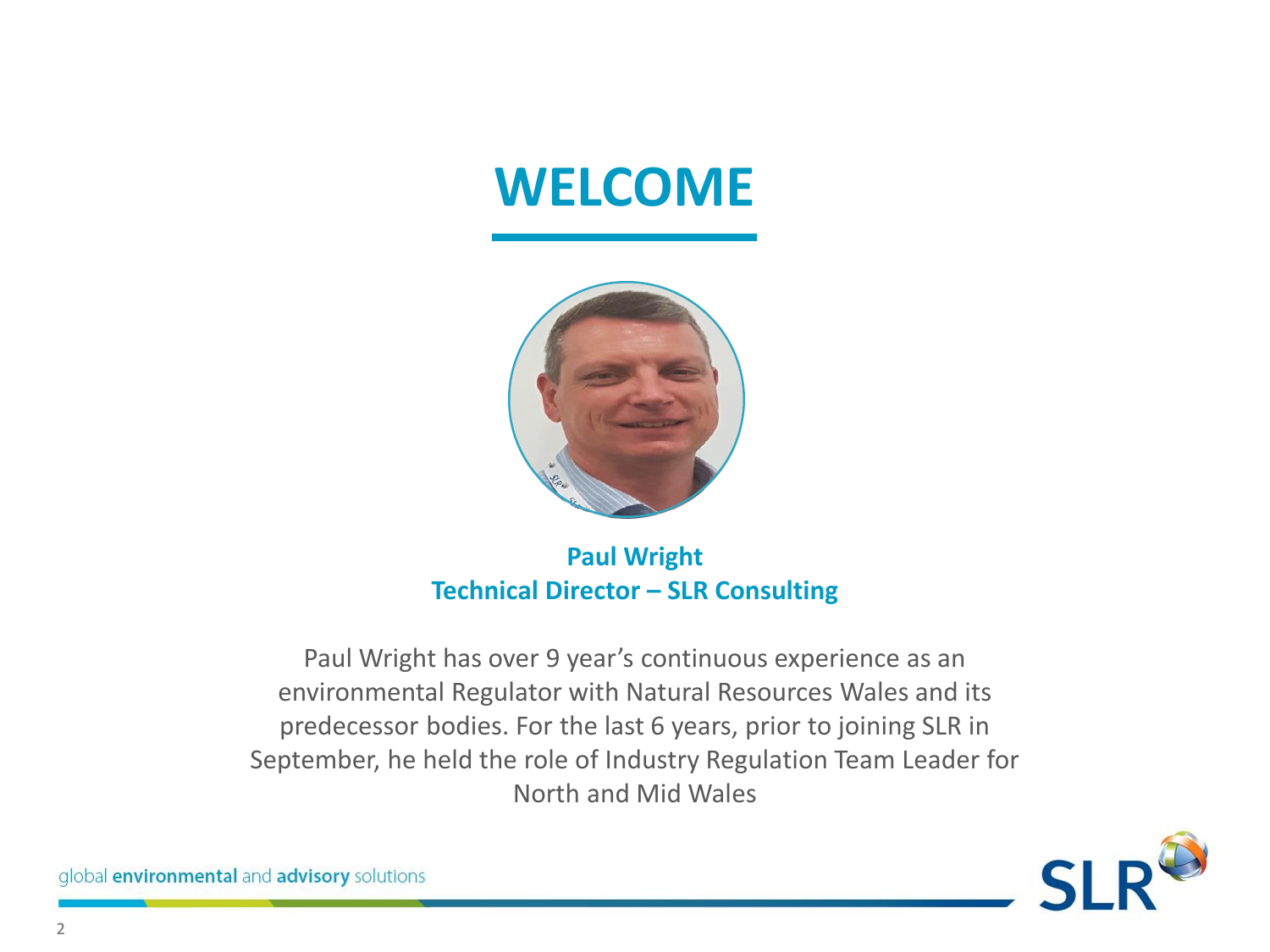# WELCOME

**Paul Wright**
**Technical Director – SLR Consulting**

Paul Wright has over 9 year's continuous experience as an environmental Regulator with Natural Resources Wales and its predecessor bodies. For the last 6 years, prior to joining SLR in September, he held the role of Industry Regulation Team Leader for North and Mid Wales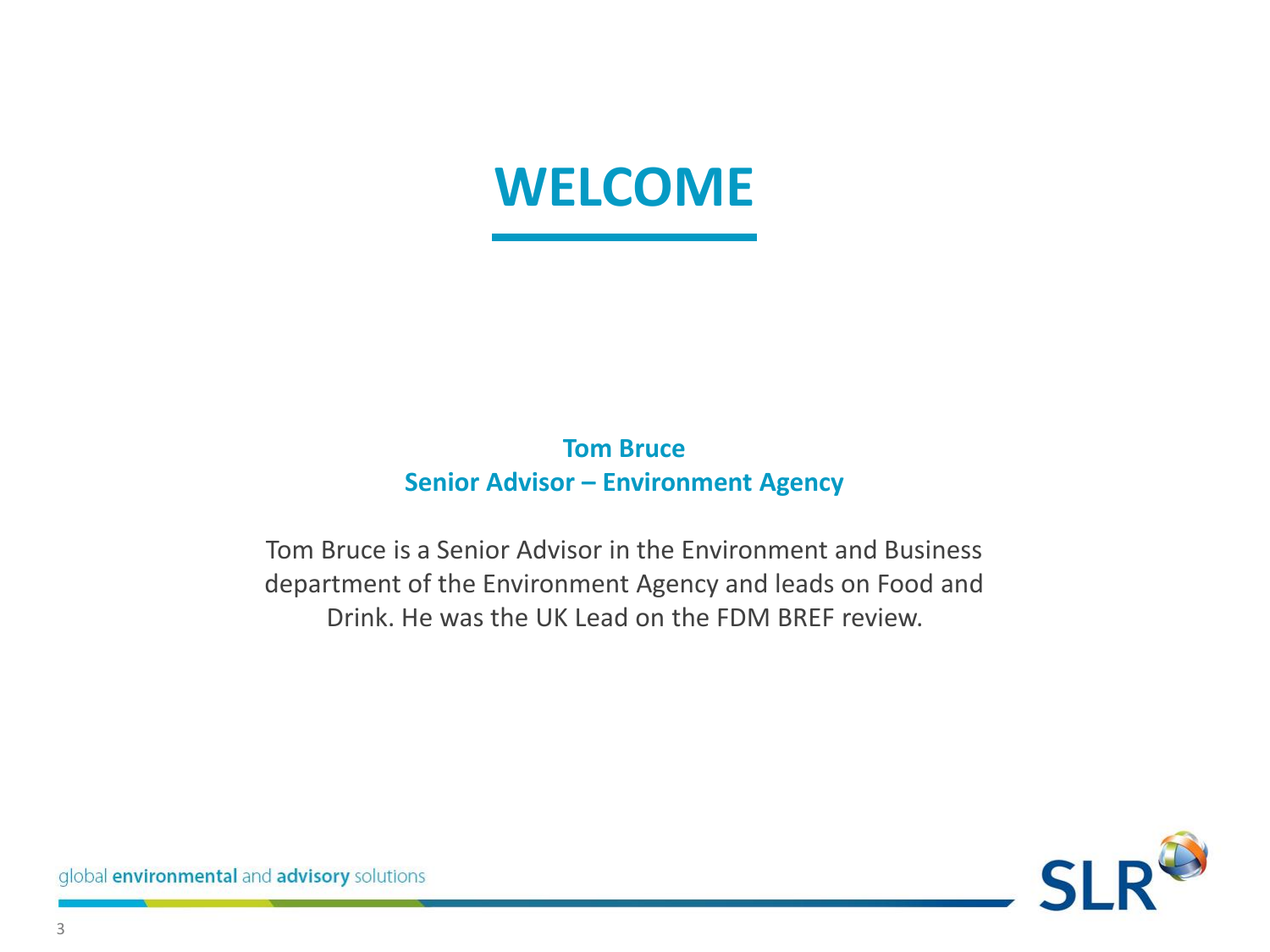# WELCOME

**Tom Bruce**
**Senior Advisor – Environment Agency**

Tom Bruce is a Senior Advisor in the Environment and Business department of the Environment Agency and leads on Food and Drink. He was the UK Lead on the FDM BREF review.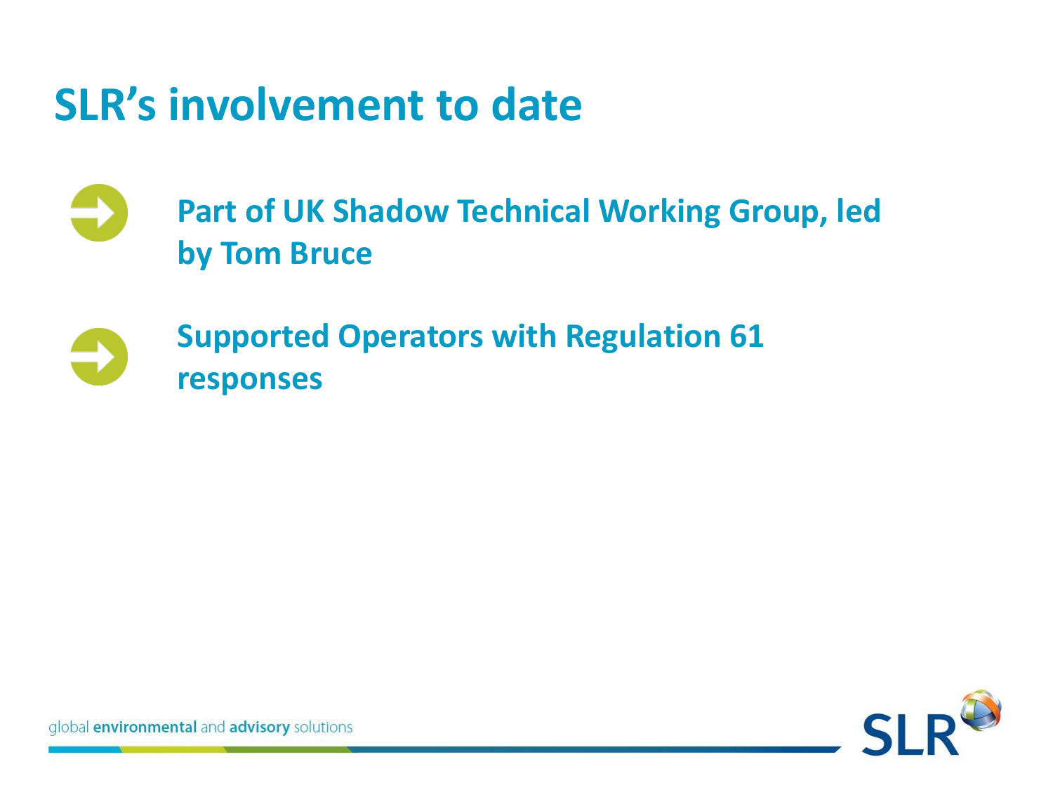# SLR's involvement to date

- Part of UK Shadow Technical Working Group, led by Tom Bruce
- Supported Operators with Regulation 61 responses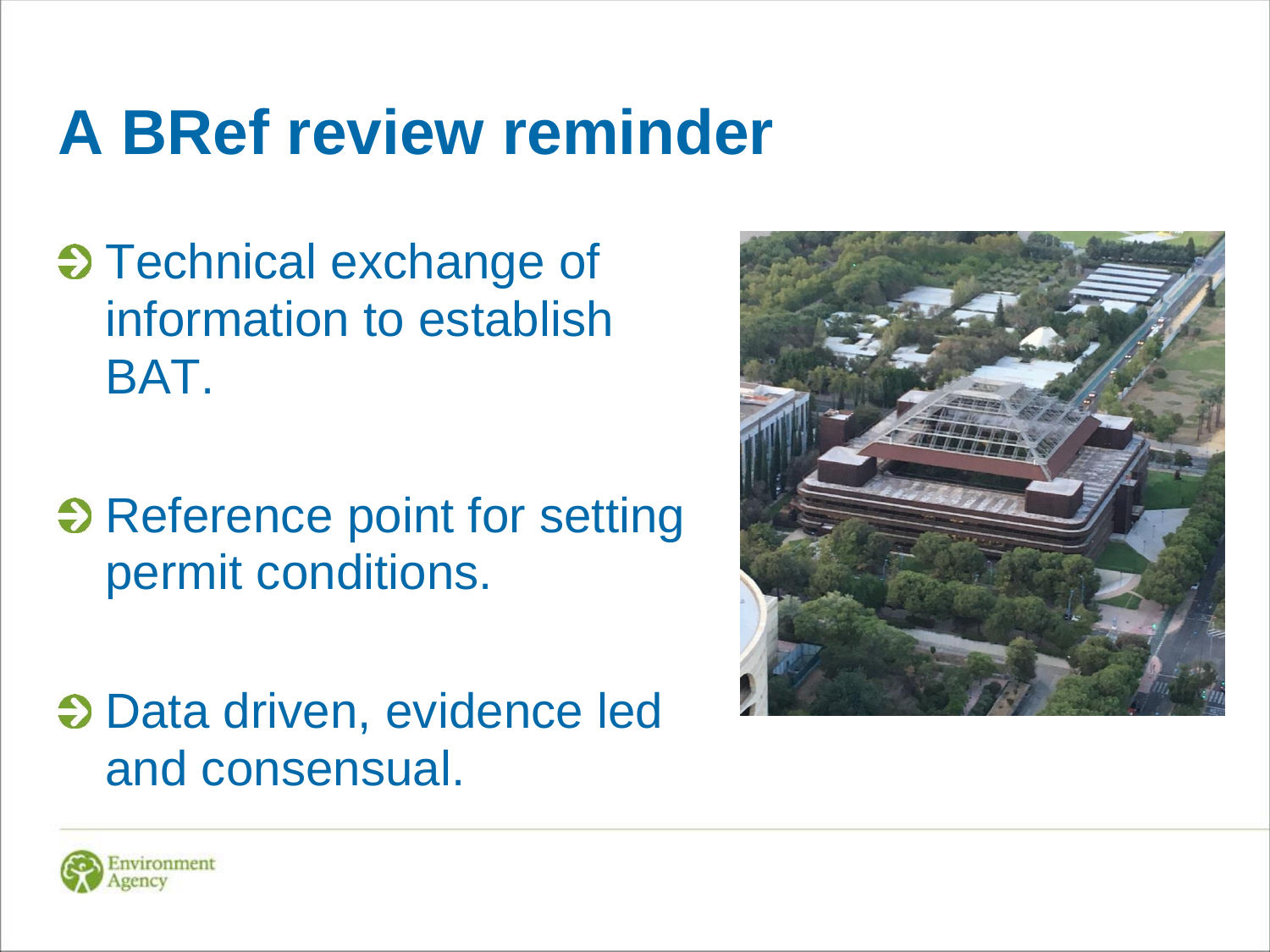# A BRef review reminder

- Technical exchange of information to establish BAT.
- Reference point for setting permit conditions.
- Data driven, evidence led and consensual.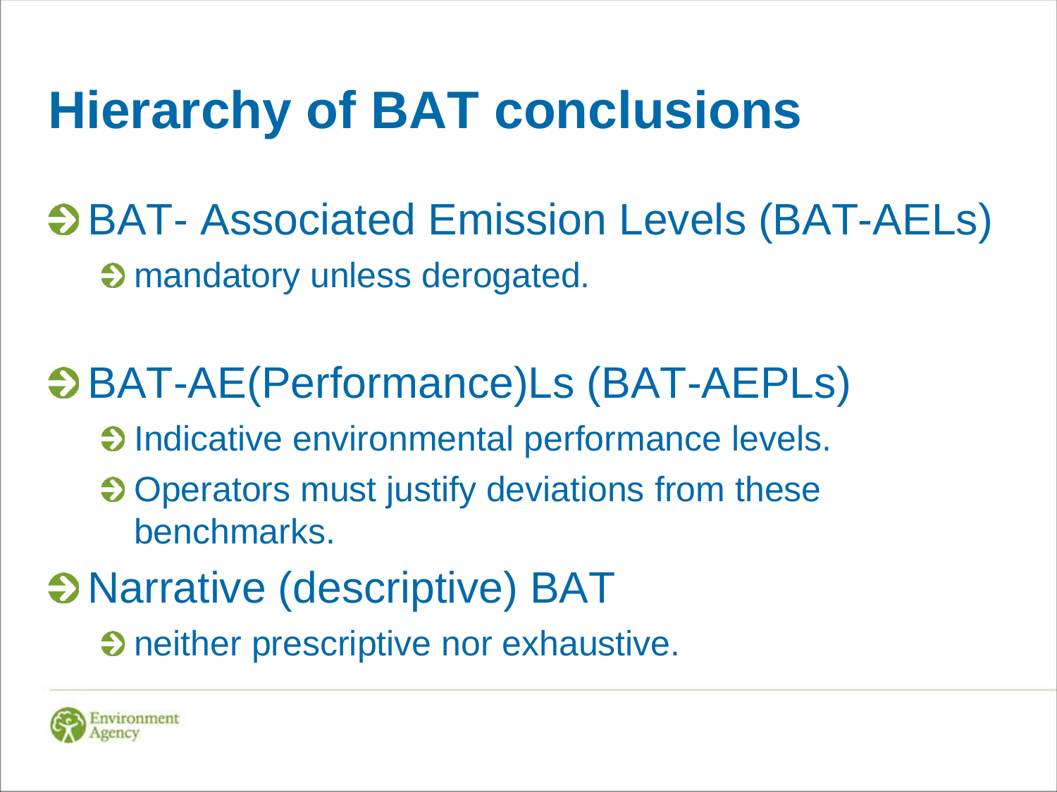# Hierarchy of BAT conclusions

- BAT- Associated Emission Levels (BAT-AELs)
  - mandatory unless derogated.
- BAT-AE(Performance)Ls (BAT-AEPLs)
  - Indicative environmental performance levels.
  - Operators must justify deviations from these benchmarks.
- Narrative (descriptive) BAT
  - neither prescriptive nor exhaustive.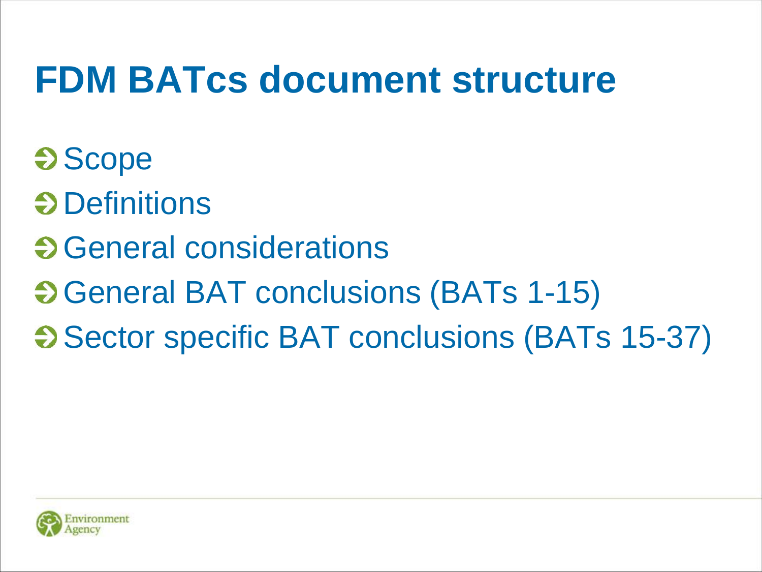# FDM BATcs document structure

- Scope
- Definitions
- General considerations
- General BAT conclusions (BATs 1-15)
- Sector specific BAT conclusions (BATs 15-37)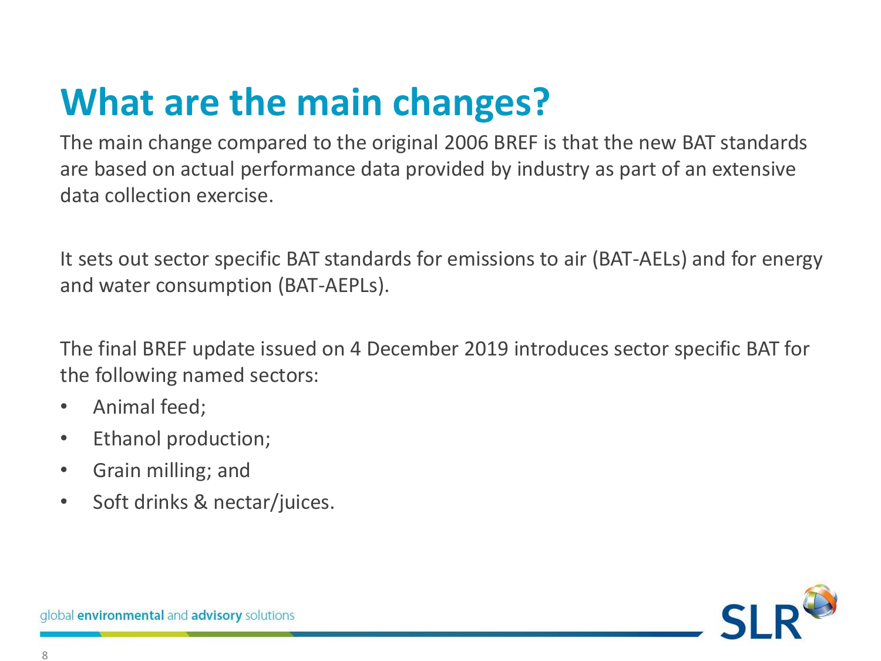# What are the main changes?

The main change compared to the original 2006 BREF is that the new BAT standards are based on actual performance data provided by industry as part of an extensive data collection exercise.

It sets out sector specific BAT standards for emissions to air (BAT-AELs) and for energy and water consumption (BAT-AEPLs).

The final BREF update issued on 4 December 2019 introduces sector specific BAT for the following named sectors:

- Animal feed;
- Ethanol production;
- Grain milling; and
- Soft drinks & nectar/juices.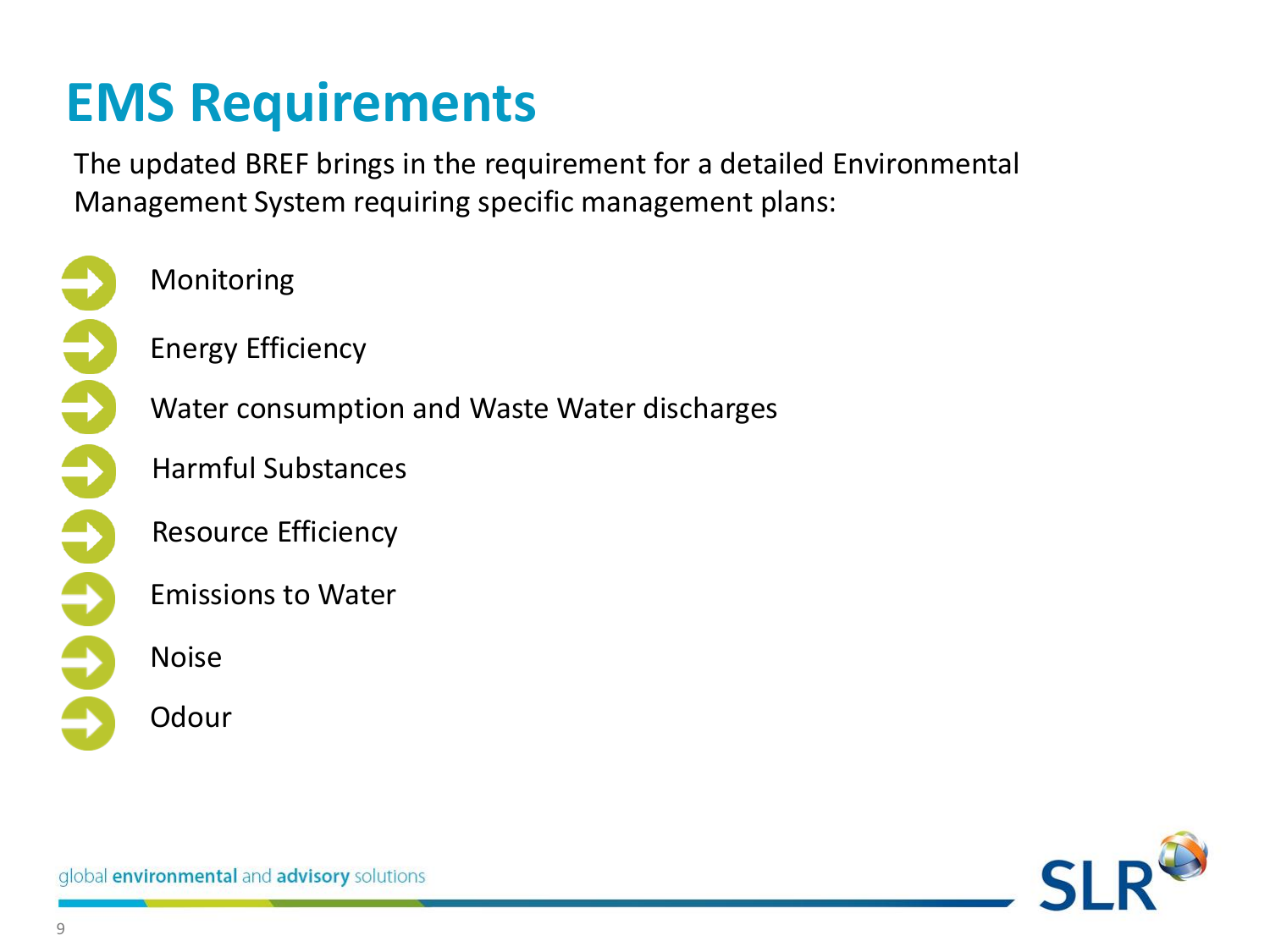# EMS Requirements

The updated BREF brings in the requirement for a detailed Environmental Management System requiring specific management plans:

- Monitoring
- Energy Efficiency
- Water consumption and Waste Water discharges
- Harmful Substances
- Resource Efficiency
- Emissions to Water
- Noise
- Odour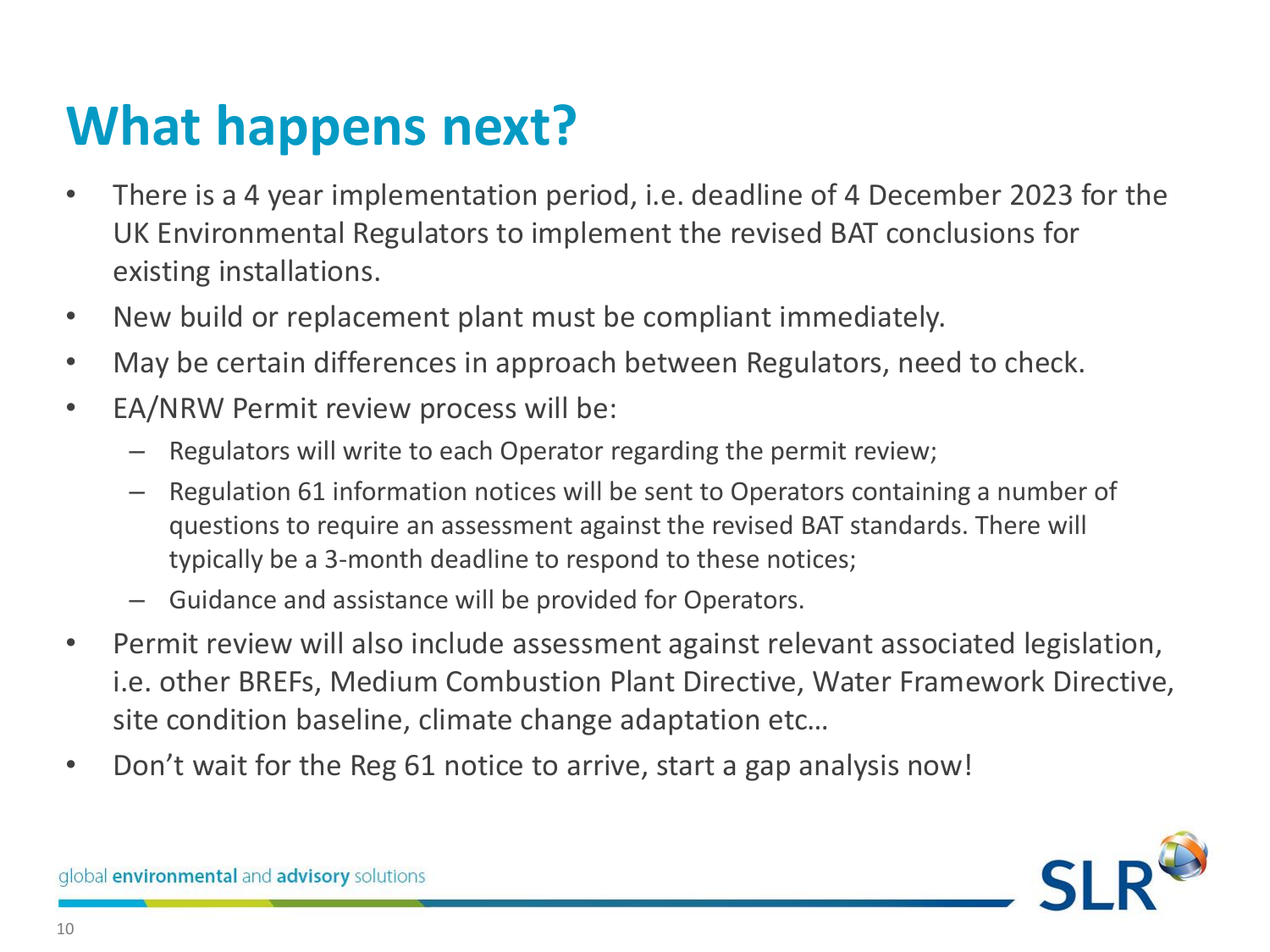# What happens next?

- There is a 4 year implementation period, i.e. deadline of 4 December 2023 for the UK Environmental Regulators to implement the revised BAT conclusions for existing installations.
- New build or replacement plant must be compliant immediately.
- May be certain differences in approach between Regulators, need to check.
- EA/NRW Permit review process will be:
  - Regulators will write to each Operator regarding the permit review;
  - Regulation 61 information notices will be sent to Operators containing a number of questions to require an assessment against the revised BAT standards. There will typically be a 3-month deadline to respond to these notices;
  - Guidance and assistance will be provided for Operators.
- Permit review will also include assessment against relevant associated legislation, i.e. other BREFs, Medium Combustion Plant Directive, Water Framework Directive, site condition baseline, climate change adaptation etc…
- Don't wait for the Reg 61 notice to arrive, start a gap analysis now!

global **environmental** and **advisory** solutions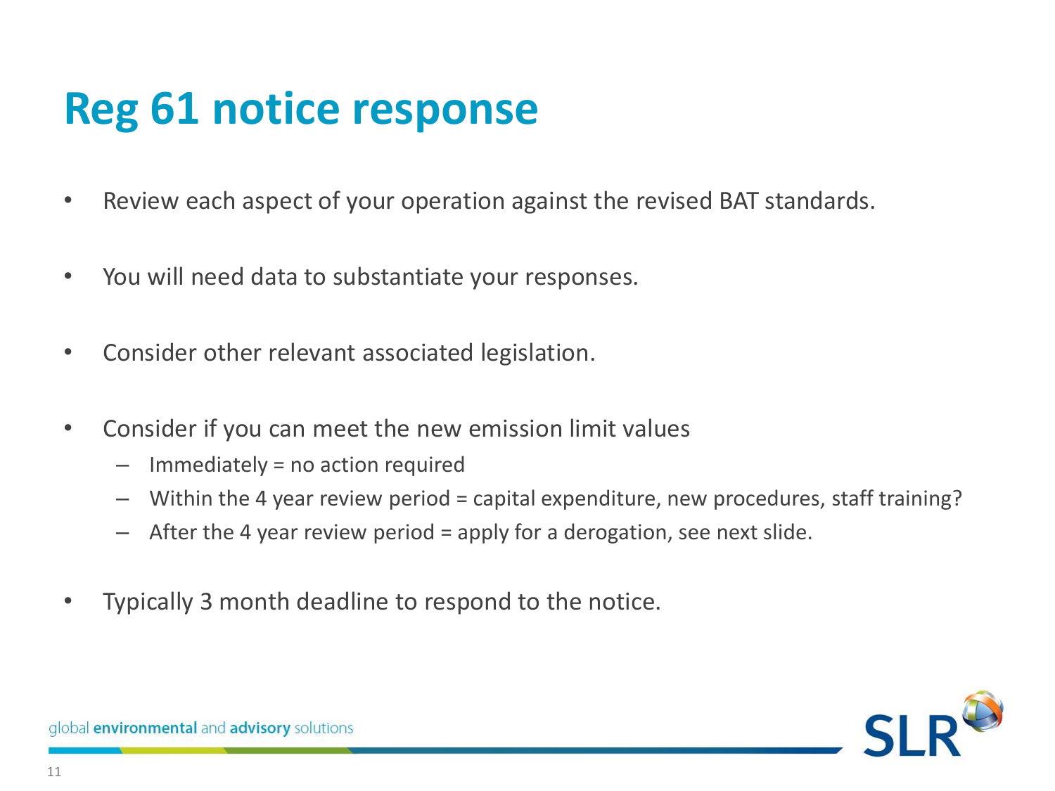# Reg 61 notice response

- Review each aspect of your operation against the revised BAT standards.
- You will need data to substantiate your responses.
- Consider other relevant associated legislation.
- Consider if you can meet the new emission limit values
  - Immediately = no action required
  - Within the 4 year review period = capital expenditure, new procedures, staff training?
  - After the 4 year review period = apply for a derogation, see next slide.
- Typically 3 month deadline to respond to the notice.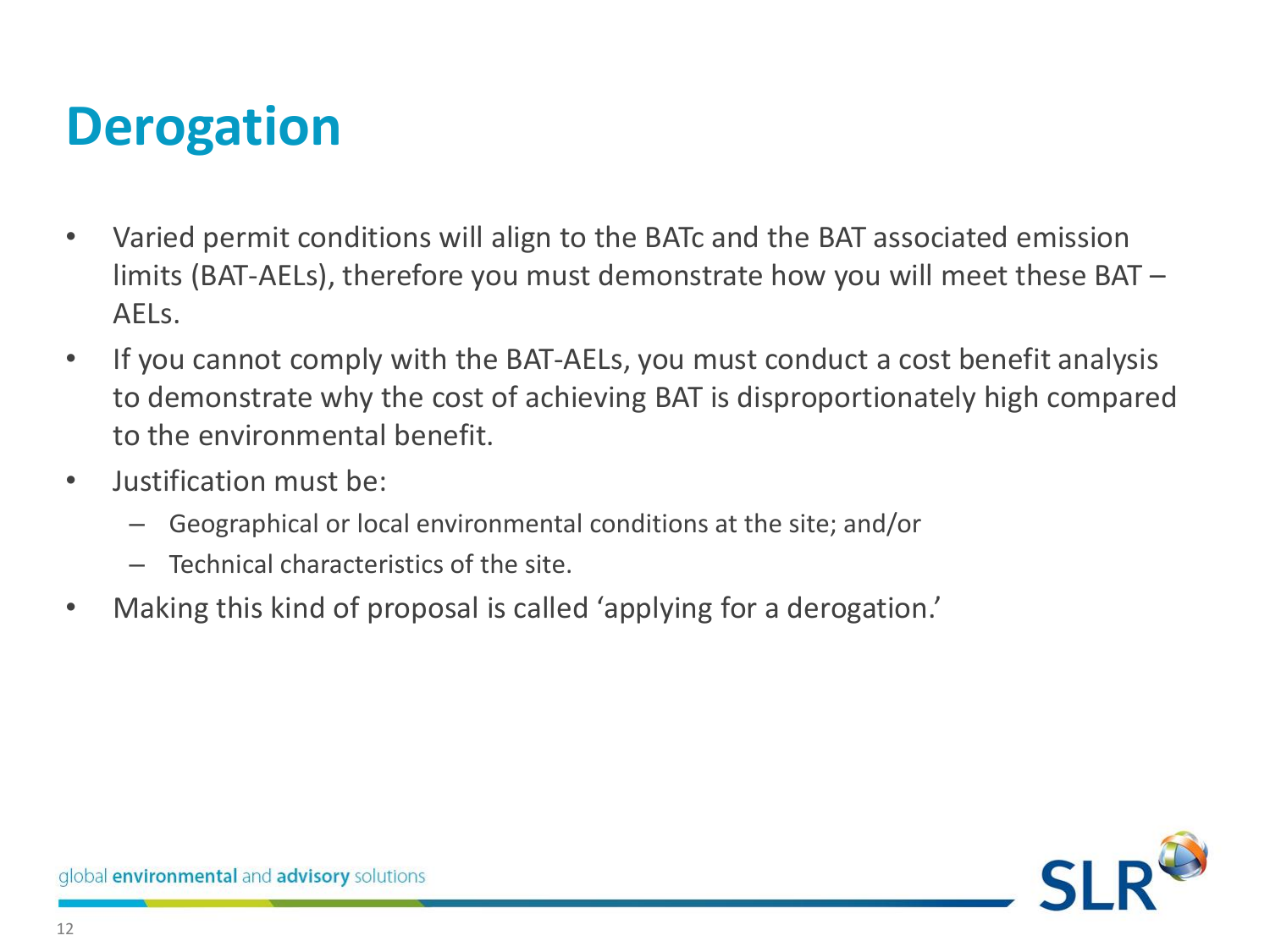# Derogation

- Varied permit conditions will align to the BATc and the BAT associated emission limits (BAT-AELs), therefore you must demonstrate how you will meet these BAT – AELs.
- If you cannot comply with the BAT-AELs, you must conduct a cost benefit analysis to demonstrate why the cost of achieving BAT is disproportionately high compared to the environmental benefit.
- Justification must be:
  - Geographical or local environmental conditions at the site; and/or
  - Technical characteristics of the site.
- Making this kind of proposal is called 'applying for a derogation.'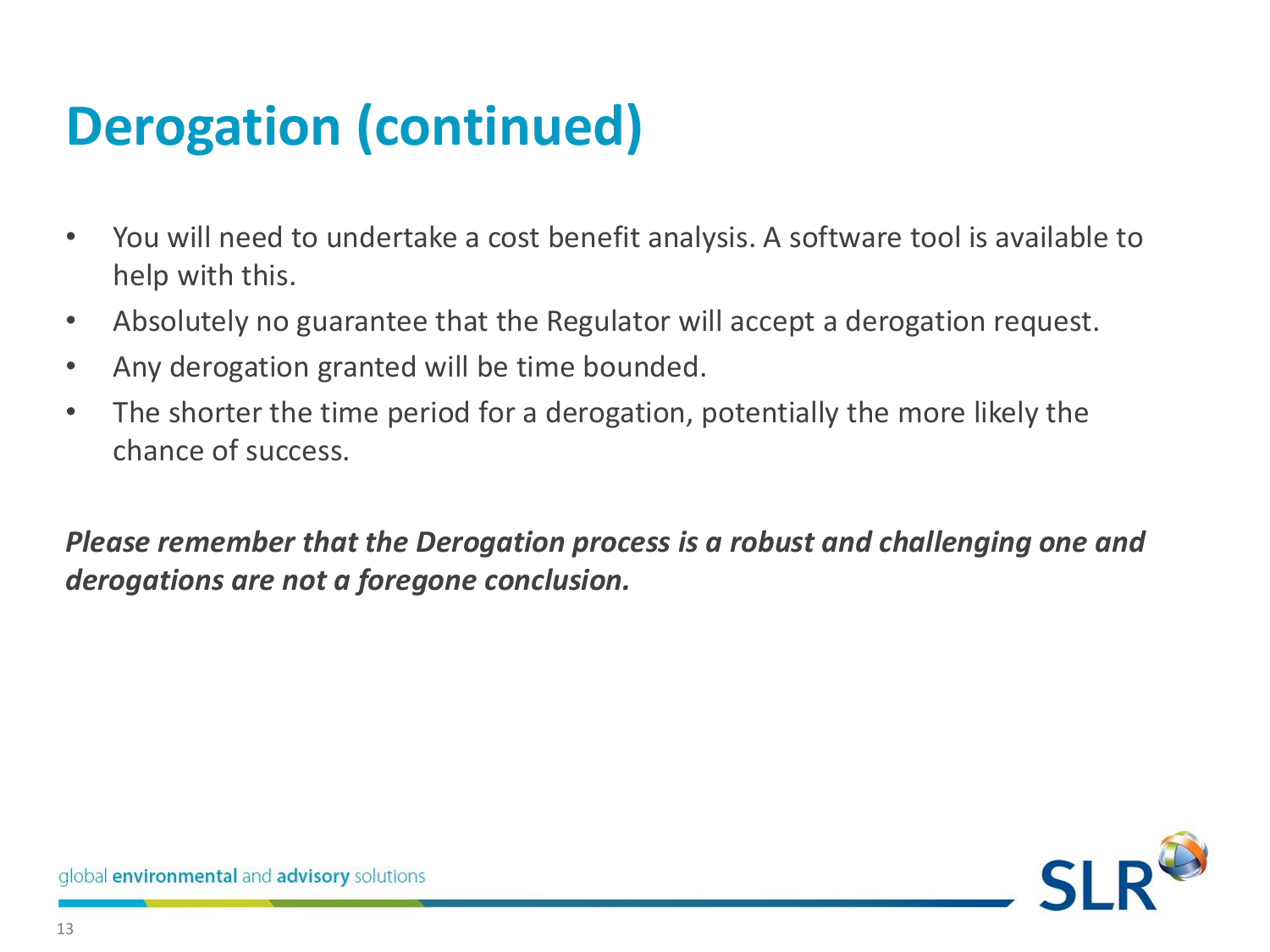# Derogation (continued)

- You will need to undertake a cost benefit analysis. A software tool is available to help with this.
- Absolutely no guarantee that the Regulator will accept a derogation request.
- Any derogation granted will be time bounded.
- The shorter the time period for a derogation, potentially the more likely the chance of success.

***Please remember that the Derogation process is a robust and challenging one and derogations are not a foregone conclusion.***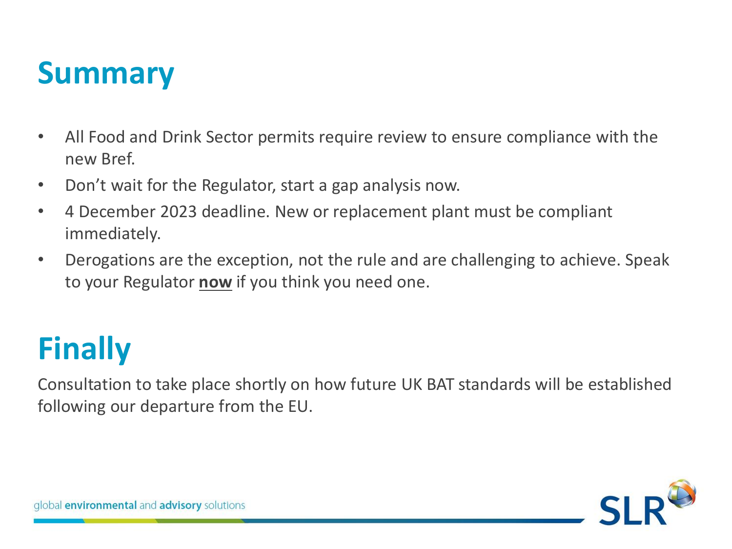# Summary

- All Food and Drink Sector permits require review to ensure compliance with the new Bref.
- Don't wait for the Regulator, start a gap analysis now.
- 4 December 2023 deadline. New or replacement plant must be compliant immediately.
- Derogations are the exception, not the rule and are challenging to achieve. Speak to your Regulator **now** if you think you need one.

# Finally

Consultation to take place shortly on how future UK BAT standards will be established following our departure from the EU.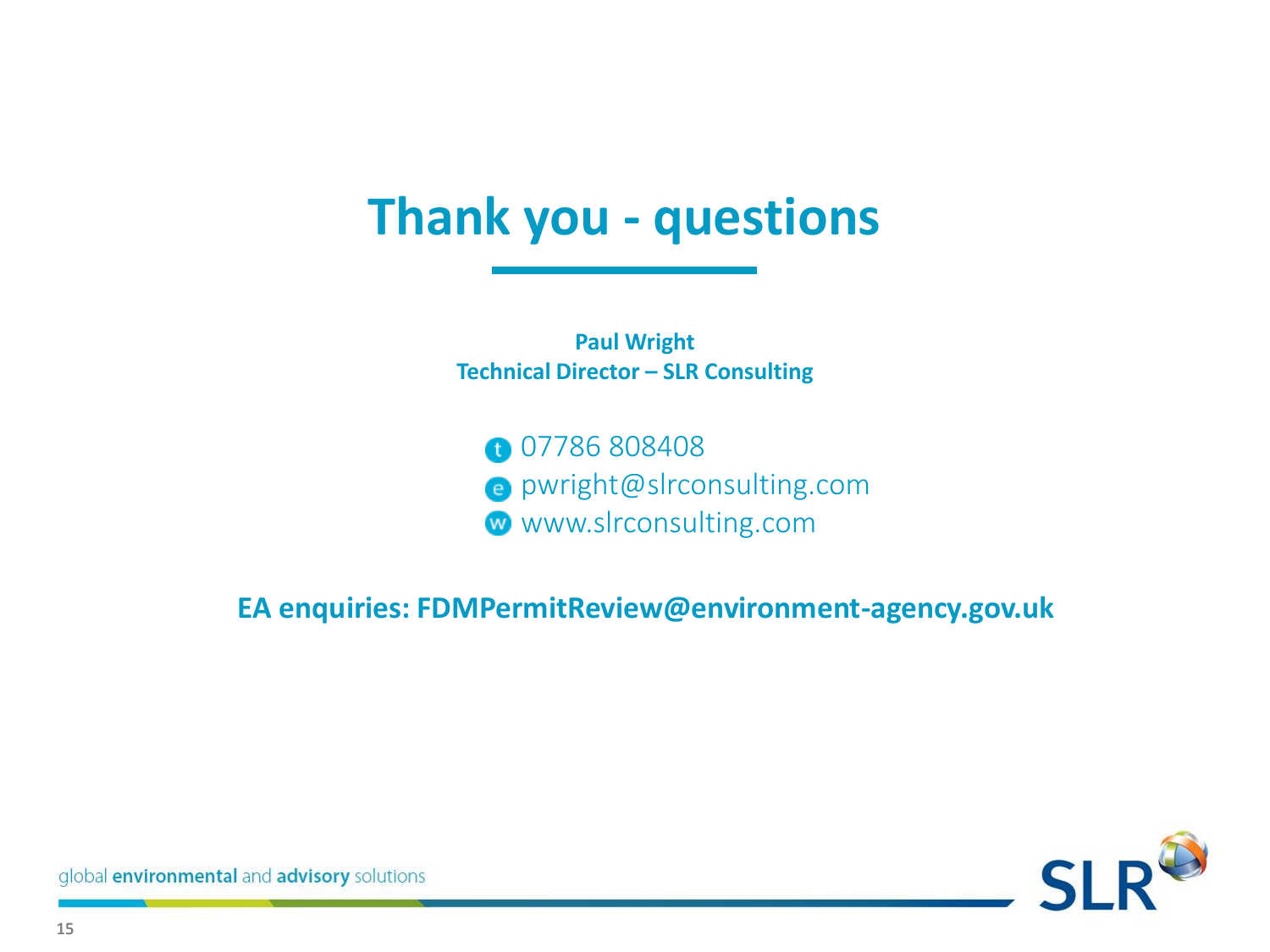# Thank you - questions

**Paul Wright**
**Technical Director – SLR Consulting**

t 07786 808408
e pwright@slrconsulting.com
w www.slrconsulting.com

**EA enquiries: FDMPermitReview@environment-agency.gov.uk**

global **environmental** and **advisory** solutions

SLR